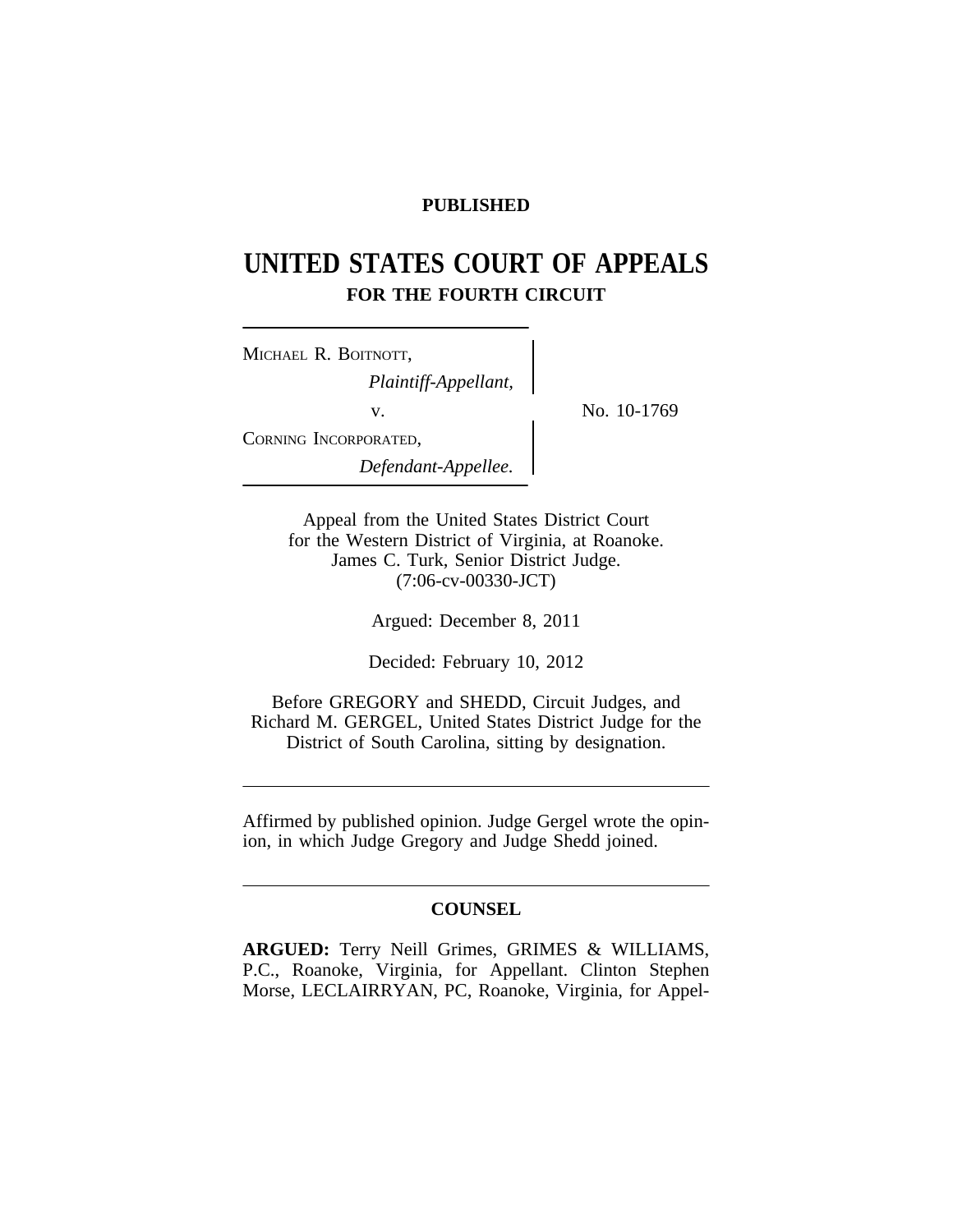**PUBLISHED**

# UNITED STATES COURT OF APPEALS
## FOR THE FOURTH CIRCUIT

MICHAEL R. BOITNOTT,
*Plaintiff-Appellant,*

v.

CORNING INCORPORATED,
*Defendant-Appellee.*

No. 10-1769

Appeal from the United States District Court
for the Western District of Virginia, at Roanoke.
James C. Turk, Senior District Judge.
(7:06-cv-00330-JCT)

Argued: December 8, 2011

Decided: February 10, 2012

Before GREGORY and SHEDD, Circuit Judges, and
Richard M. GERGEL, United States District Judge for the
District of South Carolina, sitting by designation.

---

Affirmed by published opinion. Judge Gergel wrote the opinion, in which Judge Gregory and Judge Shedd joined.

---

## COUNSEL

**ARGUED:** Terry Neill Grimes, GRIMES & WILLIAMS, P.C., Roanoke, Virginia, for Appellant. Clinton Stephen Morse, LECLAIRRYAN, PC, Roanoke, Virginia, for Appel-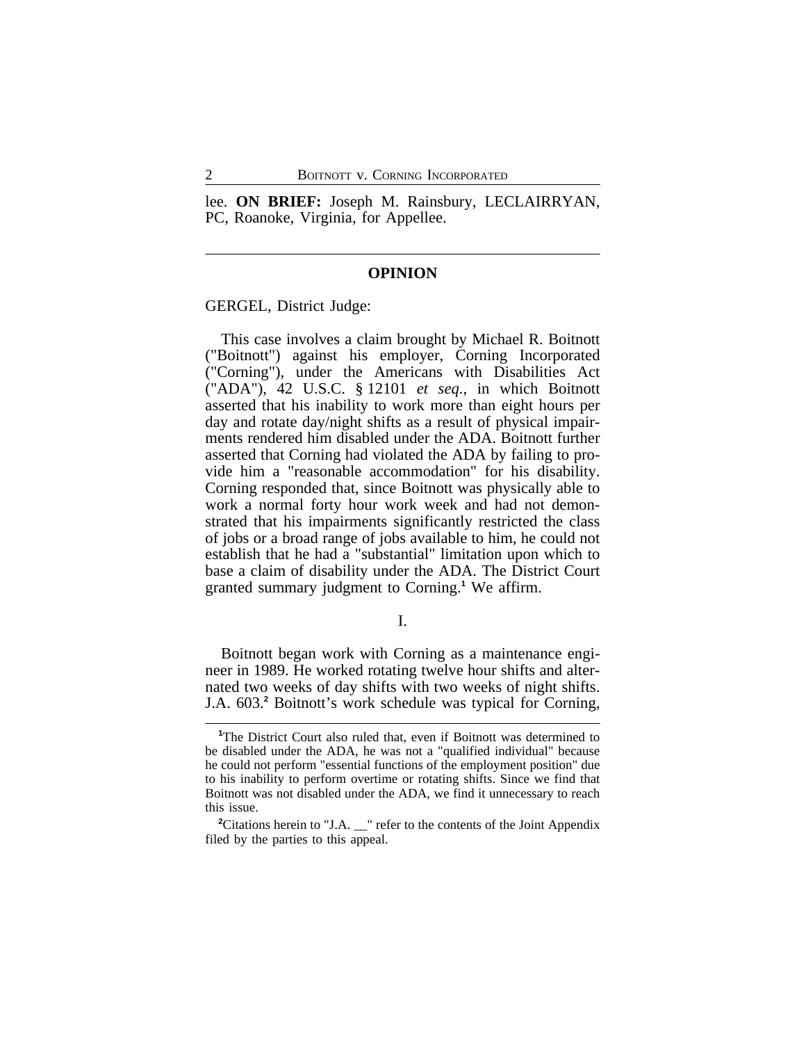lee. **ON BRIEF:** Joseph M. Rainsbury, LECLAIRRYAN, PC, Roanoke, Virginia, for Appellee.

---

## OPINION

GERGEL, District Judge:

This case involves a claim brought by Michael R. Boitnott ("Boitnott") against his employer, Corning Incorporated ("Corning"), under the Americans with Disabilities Act ("ADA"), 42 U.S.C. § 12101 *et seq.*, in which Boitnott asserted that his inability to work more than eight hours per day and rotate day/night shifts as a result of physical impairments rendered him disabled under the ADA. Boitnott further asserted that Corning had violated the ADA by failing to provide him a "reasonable accommodation" for his disability. Corning responded that, since Boitnott was physically able to work a normal forty hour work week and had not demonstrated that his impairments significantly restricted the class of jobs or a broad range of jobs available to him, he could not establish that he had a "substantial" limitation upon which to base a claim of disability under the ADA. The District Court granted summary judgment to Corning.[1] We affirm.

I.

Boitnott began work with Corning as a maintenance engineer in 1989. He worked rotating twelve hour shifts and alternated two weeks of day shifts with two weeks of night shifts. J.A. 603.[2] Boitnott's work schedule was typical for Corning,

---

[1]The District Court also ruled that, even if Boitnott was determined to be disabled under the ADA, he was not a "qualified individual" because he could not perform "essential functions of the employment position" due to his inability to perform overtime or rotating shifts. Since we find that Boitnott was not disabled under the ADA, we find it unnecessary to reach this issue.

[2]Citations herein to "J.A. __" refer to the contents of the Joint Appendix filed by the parties to this appeal.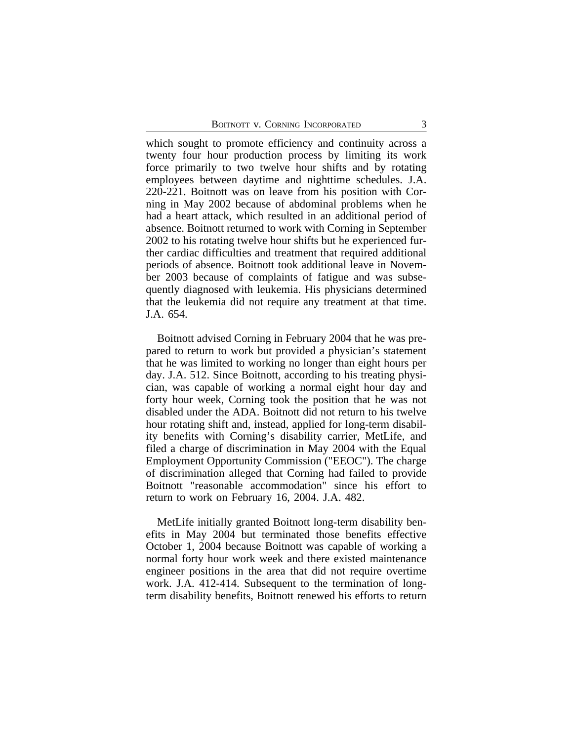which sought to promote efficiency and continuity across a twenty four hour production process by limiting its work force primarily to two twelve hour shifts and by rotating employees between daytime and nighttime schedules. J.A. 220-221. Boitnott was on leave from his position with Corning in May 2002 because of abdominal problems when he had a heart attack, which resulted in an additional period of absence. Boitnott returned to work with Corning in September 2002 to his rotating twelve hour shifts but he experienced further cardiac difficulties and treatment that required additional periods of absence. Boitnott took additional leave in November 2003 because of complaints of fatigue and was subsequently diagnosed with leukemia. His physicians determined that the leukemia did not require any treatment at that time. J.A. 654.

Boitnott advised Corning in February 2004 that he was prepared to return to work but provided a physician's statement that he was limited to working no longer than eight hours per day. J.A. 512. Since Boitnott, according to his treating physician, was capable of working a normal eight hour day and forty hour week, Corning took the position that he was not disabled under the ADA. Boitnott did not return to his twelve hour rotating shift and, instead, applied for long-term disability benefits with Corning's disability carrier, MetLife, and filed a charge of discrimination in May 2004 with the Equal Employment Opportunity Commission ("EEOC"). The charge of discrimination alleged that Corning had failed to provide Boitnott "reasonable accommodation" since his effort to return to work on February 16, 2004. J.A. 482.

MetLife initially granted Boitnott long-term disability benefits in May 2004 but terminated those benefits effective October 1, 2004 because Boitnott was capable of working a normal forty hour work week and there existed maintenance engineer positions in the area that did not require overtime work. J.A. 412-414. Subsequent to the termination of long-term disability benefits, Boitnott renewed his efforts to return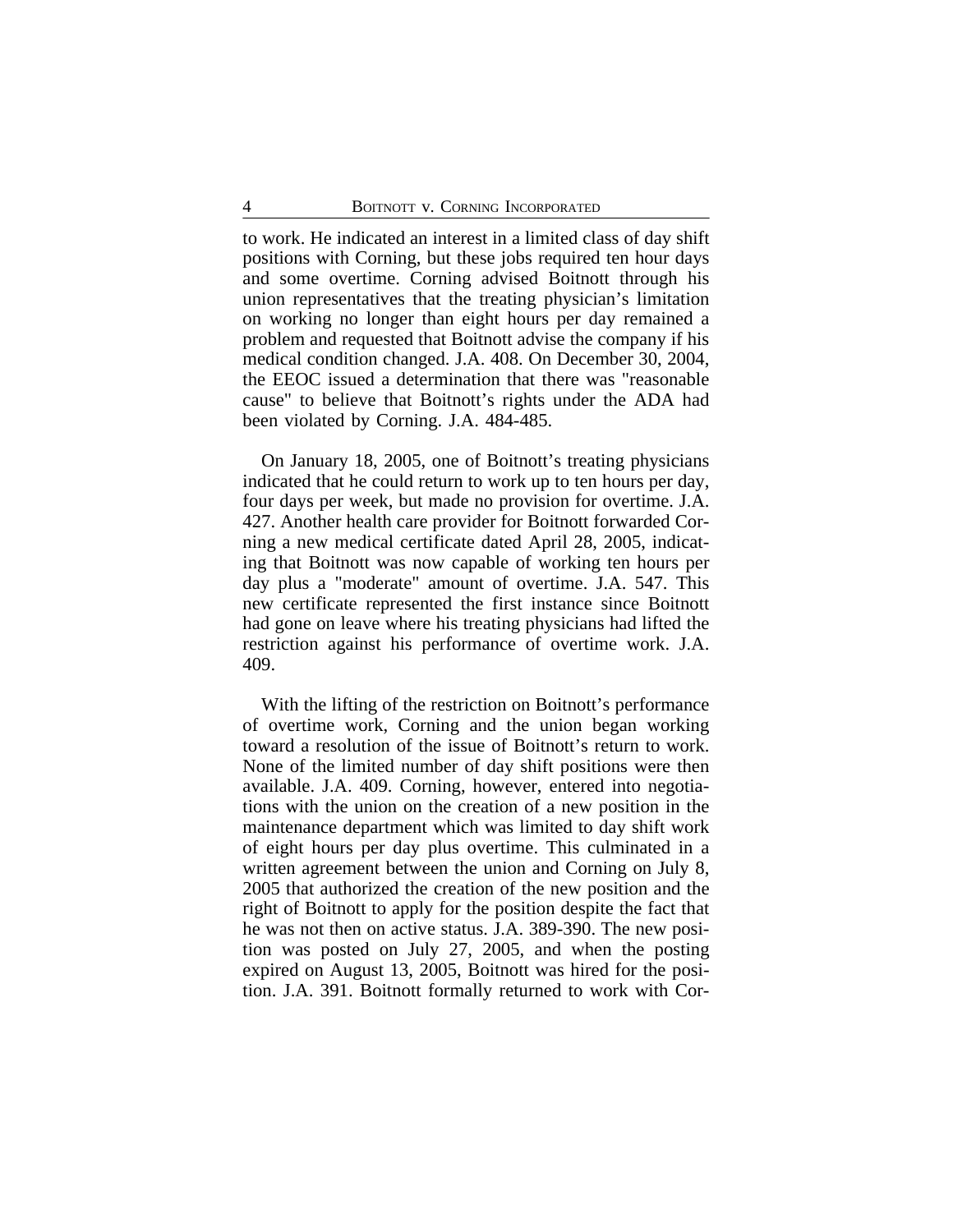to work. He indicated an interest in a limited class of day shift positions with Corning, but these jobs required ten hour days and some overtime. Corning advised Boitnott through his union representatives that the treating physician's limitation on working no longer than eight hours per day remained a problem and requested that Boitnott advise the company if his medical condition changed. J.A. 408. On December 30, 2004, the EEOC issued a determination that there was "reasonable cause" to believe that Boitnott's rights under the ADA had been violated by Corning. J.A. 484-485.

On January 18, 2005, one of Boitnott's treating physicians indicated that he could return to work up to ten hours per day, four days per week, but made no provision for overtime. J.A. 427. Another health care provider for Boitnott forwarded Corning a new medical certificate dated April 28, 2005, indicating that Boitnott was now capable of working ten hours per day plus a "moderate" amount of overtime. J.A. 547. This new certificate represented the first instance since Boitnott had gone on leave where his treating physicians had lifted the restriction against his performance of overtime work. J.A. 409.

With the lifting of the restriction on Boitnott's performance of overtime work, Corning and the union began working toward a resolution of the issue of Boitnott's return to work. None of the limited number of day shift positions were then available. J.A. 409. Corning, however, entered into negotiations with the union on the creation of a new position in the maintenance department which was limited to day shift work of eight hours per day plus overtime. This culminated in a written agreement between the union and Corning on July 8, 2005 that authorized the creation of the new position and the right of Boitnott to apply for the position despite the fact that he was not then on active status. J.A. 389-390. The new position was posted on July 27, 2005, and when the posting expired on August 13, 2005, Boitnott was hired for the position. J.A. 391. Boitnott formally returned to work with Cor-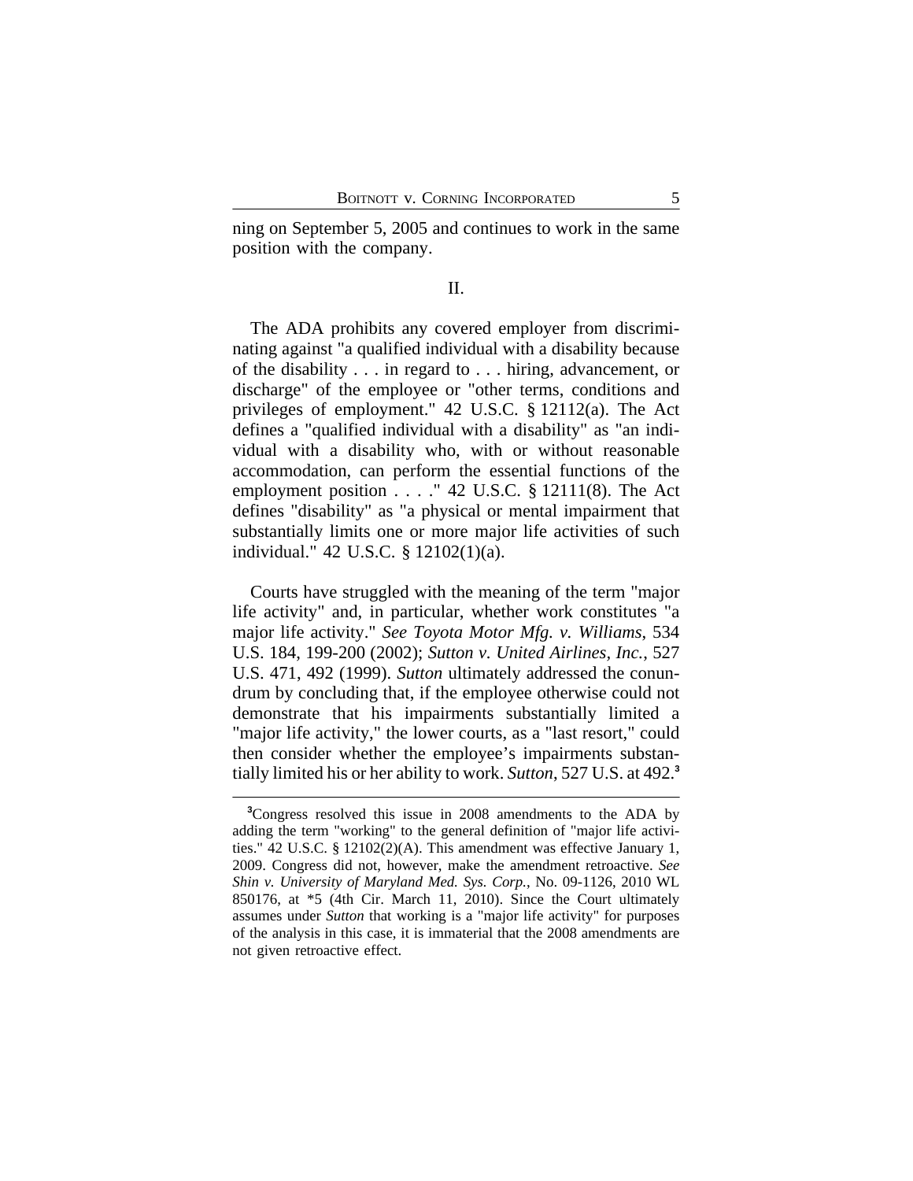ning on September 5, 2005 and continues to work in the same position with the company.

## II.

The ADA prohibits any covered employer from discriminating against "a qualified individual with a disability because of the disability . . . in regard to . . . hiring, advancement, or discharge" of the employee or "other terms, conditions and privileges of employment." 42 U.S.C. § 12112(a). The Act defines a "qualified individual with a disability" as "an individual with a disability who, with or without reasonable accommodation, can perform the essential functions of the employment position . . . ." 42 U.S.C. § 12111(8). The Act defines "disability" as "a physical or mental impairment that substantially limits one or more major life activities of such individual." 42 U.S.C. § 12102(1)(a).

Courts have struggled with the meaning of the term "major life activity" and, in particular, whether work constitutes "a major life activity." *See Toyota Motor Mfg. v. Williams*, 534 U.S. 184, 199-200 (2002); *Sutton v. United Airlines, Inc.*, 527 U.S. 471, 492 (1999). *Sutton* ultimately addressed the conundrum by concluding that, if the employee otherwise could not demonstrate that his impairments substantially limited a "major life activity," the lower courts, as a "last resort," could then consider whether the employee's impairments substantially limited his or her ability to work. *Sutton*, 527 U.S. at 492.[3]

[3]Congress resolved this issue in 2008 amendments to the ADA by adding the term "working" to the general definition of "major life activities." 42 U.S.C. § 12102(2)(A). This amendment was effective January 1, 2009. Congress did not, however, make the amendment retroactive. *See Shin v. University of Maryland Med. Sys. Corp.*, No. 09-1126, 2010 WL 850176, at *5 (4th Cir. March 11, 2010). Since the Court ultimately assumes under *Sutton* that working is a "major life activity" for purposes of the analysis in this case, it is immaterial that the 2008 amendments are not given retroactive effect.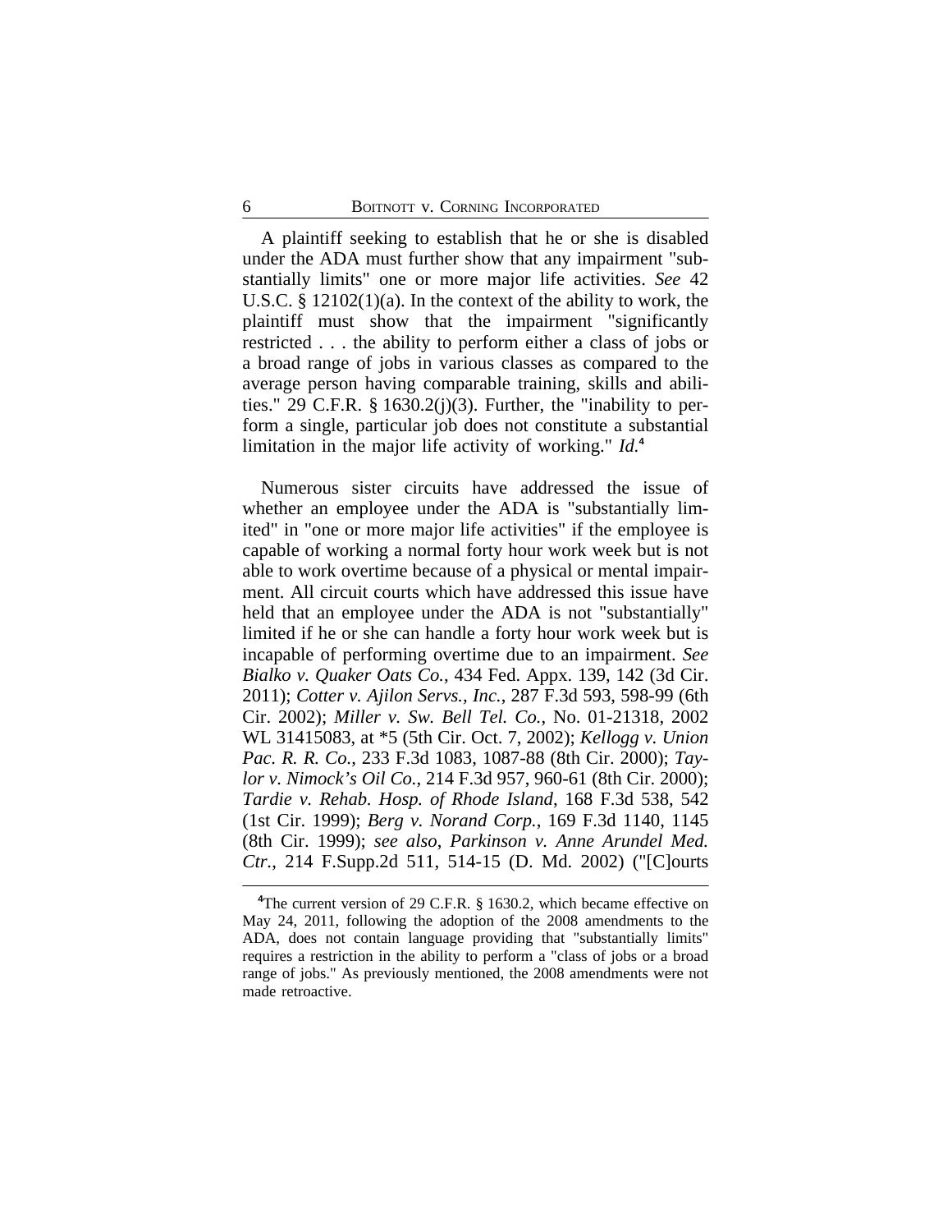A plaintiff seeking to establish that he or she is disabled under the ADA must further show that any impairment "substantially limits" one or more major life activities. *See* 42 U.S.C. § 12102(1)(a). In the context of the ability to work, the plaintiff must show that the impairment "significantly restricted . . . the ability to perform either a class of jobs or a broad range of jobs in various classes as compared to the average person having comparable training, skills and abilities." 29 C.F.R. § 1630.2(j)(3). Further, the "inability to perform a single, particular job does not constitute a substantial limitation in the major life activity of working." *Id.*[4]

Numerous sister circuits have addressed the issue of whether an employee under the ADA is "substantially limited" in "one or more major life activities" if the employee is capable of working a normal forty hour work week but is not able to work overtime because of a physical or mental impairment. All circuit courts which have addressed this issue have held that an employee under the ADA is not "substantially" limited if he or she can handle a forty hour work week but is incapable of performing overtime due to an impairment. *See Bialko v. Quaker Oats Co.*, 434 Fed. Appx. 139, 142 (3d Cir. 2011); *Cotter v. Ajilon Servs., Inc.*, 287 F.3d 593, 598-99 (6th Cir. 2002); *Miller v. Sw. Bell Tel. Co.*, No. 01-21318, 2002 WL 31415083, at *5 (5th Cir. Oct. 7, 2002); *Kellogg v. Union Pac. R. R. Co.*, 233 F.3d 1083, 1087-88 (8th Cir. 2000); *Taylor v. Nimock's Oil Co.*, 214 F.3d 957, 960-61 (8th Cir. 2000); *Tardie v. Rehab. Hosp. of Rhode Island*, 168 F.3d 538, 542 (1st Cir. 1999); *Berg v. Norand Corp.*, 169 F.3d 1140, 1145 (8th Cir. 1999); *see also*, *Parkinson v. Anne Arundel Med. Ctr.*, 214 F.Supp.2d 511, 514-15 (D. Md. 2002) ("[C]ourts

---

[4]The current version of 29 C.F.R. § 1630.2, which became effective on May 24, 2011, following the adoption of the 2008 amendments to the ADA, does not contain language providing that "substantially limits" requires a restriction in the ability to perform a "class of jobs or a broad range of jobs." As previously mentioned, the 2008 amendments were not made retroactive.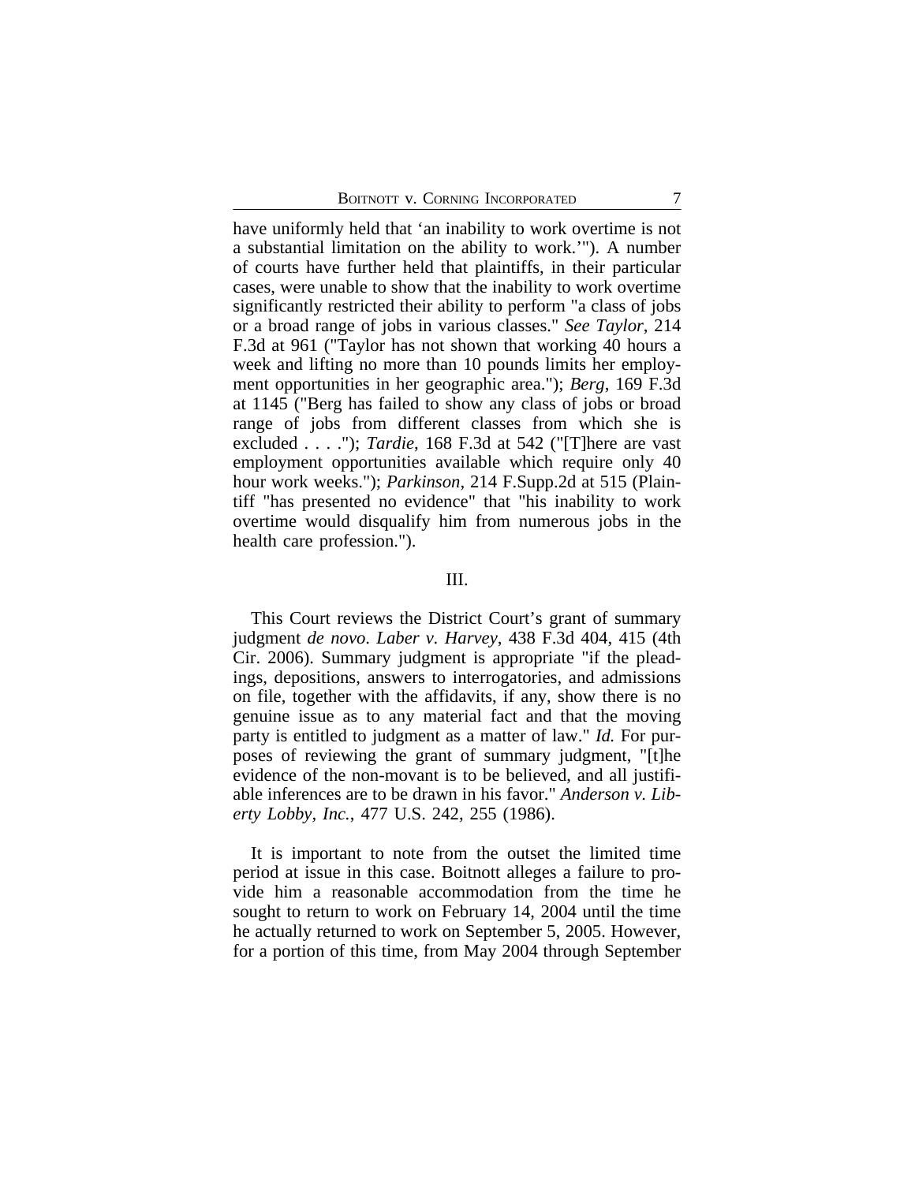have uniformly held that 'an inability to work overtime is not a substantial limitation on the ability to work.'"). A number of courts have further held that plaintiffs, in their particular cases, were unable to show that the inability to work overtime significantly restricted their ability to perform "a class of jobs or a broad range of jobs in various classes." *See Taylor*, 214 F.3d at 961 ("Taylor has not shown that working 40 hours a week and lifting no more than 10 pounds limits her employment opportunities in her geographic area."); *Berg*, 169 F.3d at 1145 ("Berg has failed to show any class of jobs or broad range of jobs from different classes from which she is excluded . . . ."); *Tardie*, 168 F.3d at 542 ("[T]here are vast employment opportunities available which require only 40 hour work weeks."); *Parkinson*, 214 F.Supp.2d at 515 (Plaintiff "has presented no evidence" that "his inability to work overtime would disqualify him from numerous jobs in the health care profession.").

## III.

This Court reviews the District Court's grant of summary judgment *de novo*. *Laber v. Harvey*, 438 F.3d 404, 415 (4th Cir. 2006). Summary judgment is appropriate "if the pleadings, depositions, answers to interrogatories, and admissions on file, together with the affidavits, if any, show there is no genuine issue as to any material fact and that the moving party is entitled to judgment as a matter of law." *Id.* For purposes of reviewing the grant of summary judgment, "[t]he evidence of the non-movant is to be believed, and all justifiable inferences are to be drawn in his favor." *Anderson v. Liberty Lobby, Inc.*, 477 U.S. 242, 255 (1986).

It is important to note from the outset the limited time period at issue in this case. Boitnott alleges a failure to provide him a reasonable accommodation from the time he sought to return to work on February 14, 2004 until the time he actually returned to work on September 5, 2005. However, for a portion of this time, from May 2004 through September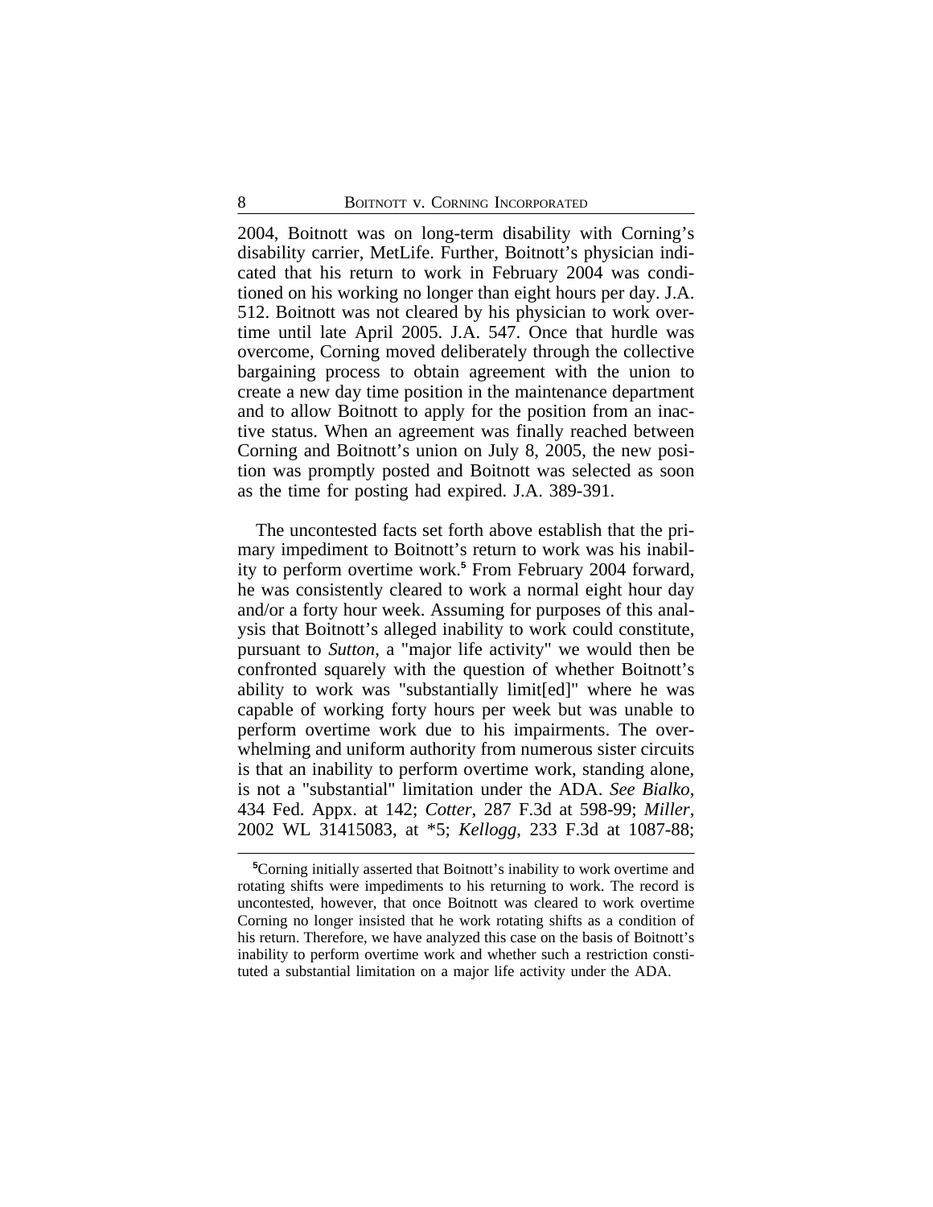2004, Boitnott was on long-term disability with Corning's disability carrier, MetLife. Further, Boitnott's physician indicated that his return to work in February 2004 was conditioned on his working no longer than eight hours per day. J.A. 512. Boitnott was not cleared by his physician to work overtime until late April 2005. J.A. 547. Once that hurdle was overcome, Corning moved deliberately through the collective bargaining process to obtain agreement with the union to create a new day time position in the maintenance department and to allow Boitnott to apply for the position from an inactive status. When an agreement was finally reached between Corning and Boitnott's union on July 8, 2005, the new position was promptly posted and Boitnott was selected as soon as the time for posting had expired. J.A. 389-391.

The uncontested facts set forth above establish that the primary impediment to Boitnott's return to work was his inability to perform overtime work.[5] From February 2004 forward, he was consistently cleared to work a normal eight hour day and/or a forty hour week. Assuming for purposes of this analysis that Boitnott's alleged inability to work could constitute, pursuant to *Sutton*, a "major life activity" we would then be confronted squarely with the question of whether Boitnott's ability to work was "substantially limit[ed]" where he was capable of working forty hours per week but was unable to perform overtime work due to his impairments. The overwhelming and uniform authority from numerous sister circuits is that an inability to perform overtime work, standing alone, is not a "substantial" limitation under the ADA. *See Bialko*, 434 Fed. Appx. at 142; *Cotter*, 287 F.3d at 598-99; *Miller*, 2002 WL 31415083, at *5; *Kellogg*, 233 F.3d at 1087-88;

---

[5]Corning initially asserted that Boitnott's inability to work overtime and rotating shifts were impediments to his returning to work. The record is uncontested, however, that once Boitnott was cleared to work overtime Corning no longer insisted that he work rotating shifts as a condition of his return. Therefore, we have analyzed this case on the basis of Boitnott's inability to perform overtime work and whether such a restriction constituted a substantial limitation on a major life activity under the ADA.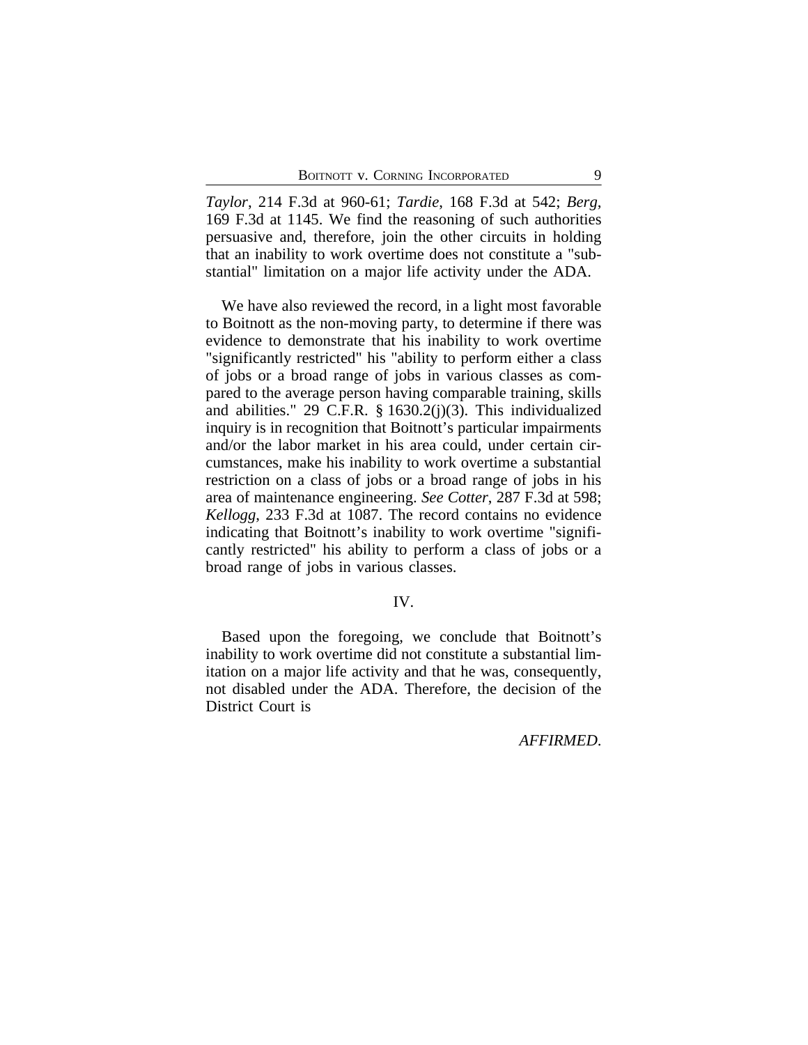*Taylor*, 214 F.3d at 960-61; *Tardie*, 168 F.3d at 542; *Berg*, 169 F.3d at 1145. We find the reasoning of such authorities persuasive and, therefore, join the other circuits in holding that an inability to work overtime does not constitute a "substantial" limitation on a major life activity under the ADA.

We have also reviewed the record, in a light most favorable to Boitnott as the non-moving party, to determine if there was evidence to demonstrate that his inability to work overtime "significantly restricted" his "ability to perform either a class of jobs or a broad range of jobs in various classes as compared to the average person having comparable training, skills and abilities." 29 C.F.R. § 1630.2(j)(3). This individualized inquiry is in recognition that Boitnott's particular impairments and/or the labor market in his area could, under certain circumstances, make his inability to work overtime a substantial restriction on a class of jobs or a broad range of jobs in his area of maintenance engineering. *See Cotter*, 287 F.3d at 598; *Kellogg*, 233 F.3d at 1087. The record contains no evidence indicating that Boitnott's inability to work overtime "significantly restricted" his ability to perform a class of jobs or a broad range of jobs in various classes.

## IV.

Based upon the foregoing, we conclude that Boitnott's inability to work overtime did not constitute a substantial limitation on a major life activity and that he was, consequently, not disabled under the ADA. Therefore, the decision of the District Court is

*AFFIRMED.*